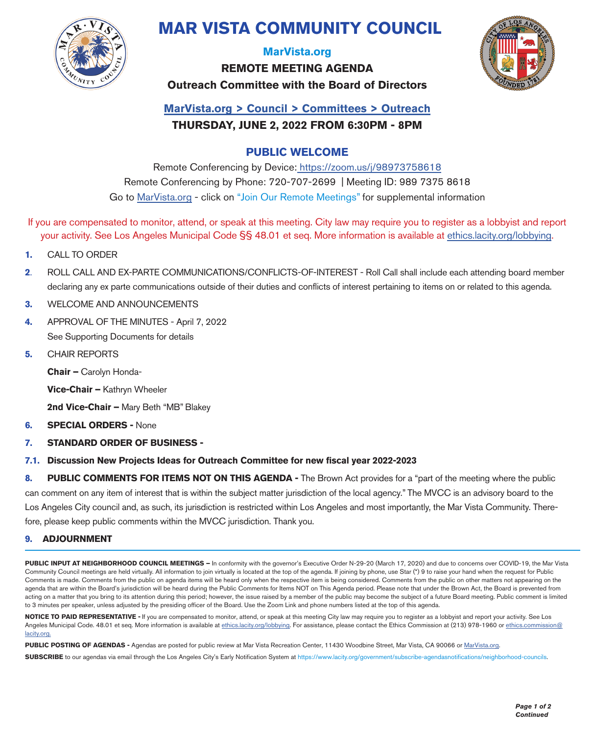# MAR VISTA COMMUNITY COUNCIL

**MarVista.org**

**REMOTE MEETING AGENDA**

**Outreach Committee with the Board of Directors**

**MarVista.org > Council > Committees > Outreach**

**THURSDAY, JUNE 2, 2022 FROM 6:30PM - 8PM**

## PUBLIC WELCOME

Remote Conferencing by Device: https://zoom.us/j/98973758618

Remote Conferencing by Phone: 720-707-2699 | Meeting ID: 989 7375 8618

Go to MarVista.org - click on "Join Our Remote Meetings" for supplemental information

If you are compensated to monitor, attend, or speak at this meeting. City law may require you to register as a lobbyist and report your activity. See Los Angeles Municipal Code §§ 48.01 et seq. More information is available at ethics.lacity.org/lobbying.

1. CALL TO ORDER
2. ROLL CALL AND EX-PARTE COMMUNICATIONS/CONFLICTS-OF-INTEREST - Roll Call shall include each attending board member declaring any ex parte communications outside of their duties and conflicts of interest pertaining to items on or related to this agenda.
3. WELCOME AND ANNOUNCEMENTS
4. APPROVAL OF THE MINUTES - April 7, 2022
   See Supporting Documents for details
5. CHAIR REPORTS

   **Chair –** Carolyn Honda-

   **Vice-Chair –** Kathryn Wheeler

   **2nd Vice-Chair –** Mary Beth "MB" Blakey
6. **SPECIAL ORDERS -** None
7. **STANDARD ORDER OF BUSINESS -**

**7.1. Discussion New Projects Ideas for Outreach Committee for new fiscal year 2022-2023**

**8. PUBLIC COMMENTS FOR ITEMS NOT ON THIS AGENDA -** The Brown Act provides for a "part of the meeting where the public can comment on any item of interest that is within the subject matter jurisdiction of the local agency." The MVCC is an advisory board to the Los Angeles City council and, as such, its jurisdiction is restricted within Los Angeles and most importantly, the Mar Vista Community. Therefore, please keep public comments within the MVCC jurisdiction. Thank you.

**9. ADJOURNMENT**

---

**PUBLIC INPUT AT NEIGHBORHOOD COUNCIL MEETINGS –** In conformity with the governor's Executive Order N-29-20 (March 17, 2020) and due to concerns over COVID-19, the Mar Vista Community Council meetings are held virtually. All information to join virtually is located at the top of the agenda. If joining by phone, use Star (*) 9 to raise your hand when the request for Public Comments is made. Comments from the public on agenda items will be heard only when the respective item is being considered. Comments from the public on other matters not appearing on the agenda that are within the Board's jurisdiction will be heard during the Public Comments for Items NOT on This Agenda period. Please note that under the Brown Act, the Board is prevented from acting on a matter that you bring to its attention during this period; however, the issue raised by a member of the public may become the subject of a future Board meeting. Public comment is limited to 3 minutes per speaker, unless adjusted by the presiding officer of the Board. Use the Zoom Link and phone numbers listed at the top of this agenda.

**NOTICE TO PAID REPRESENTATIVE -** If you are compensated to monitor, attend, or speak at this meeting City law may require you to register as a lobbyist and report your activity. See Los Angeles Municipal Code. 48.01 et seq. More information is available at ethics.lacity.org/lobbying. For assistance, please contact the Ethics Commission at (213) 978-1960 or ethics.commission@lacity.org.

**PUBLIC POSTING OF AGENDAS -** Agendas are posted for public review at Mar Vista Recreation Center, 11430 Woodbine Street, Mar Vista, CA 90066 or MarVista.org.

**SUBSCRIBE** to our agendas via email through the Los Angeles City's Early Notification System at https://www.lacity.org/government/subscribe-agendasnotifications/neighborhood-councils.

***Continued***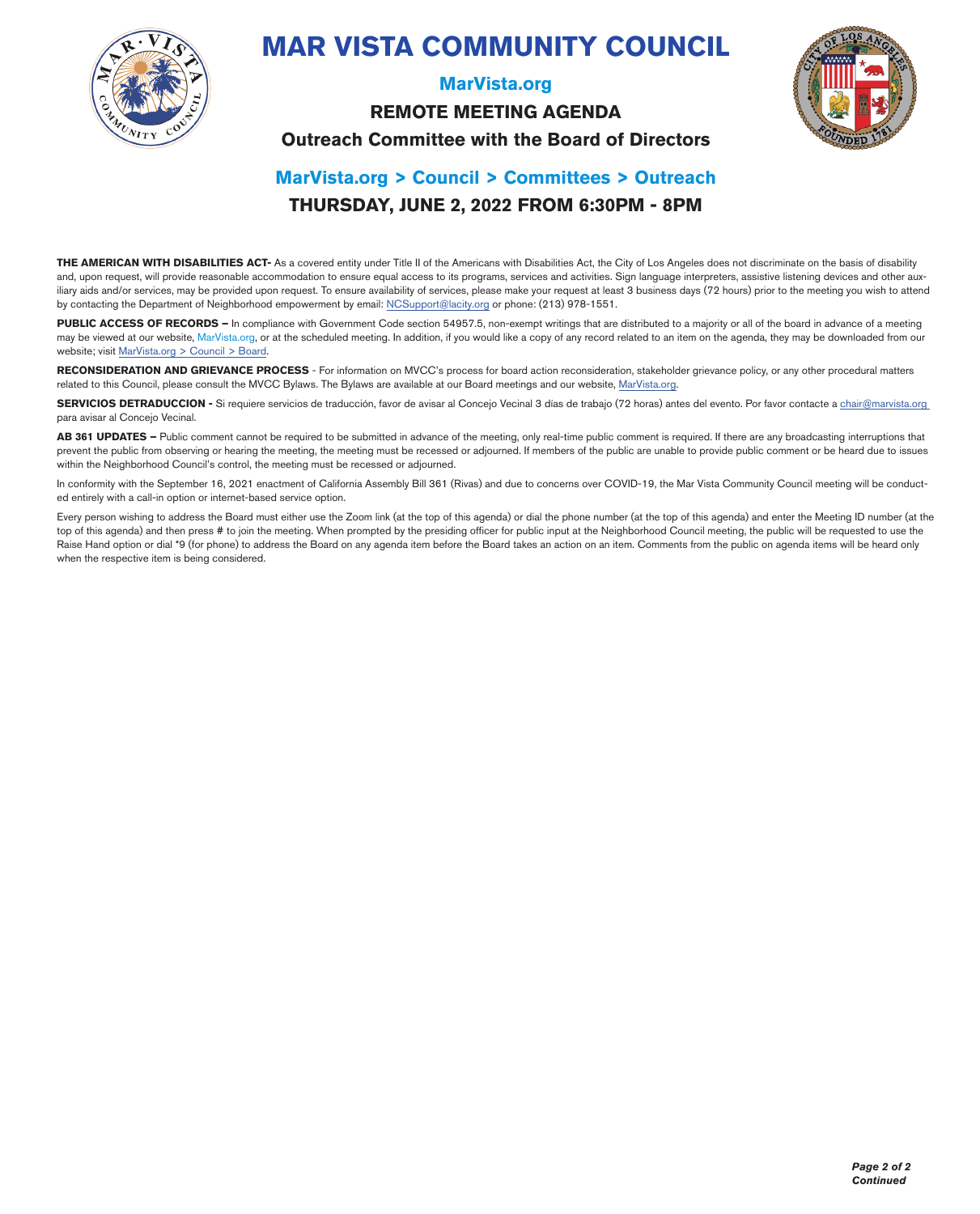# MAR VISTA COMMUNITY COUNCIL

## MarVista.org

### REMOTE MEETING AGENDA

### Outreach Committee with the Board of Directors

## MarVista.org > Council > Committees > Outreach

### THURSDAY, JUNE 2, 2022 FROM 6:30PM - 8PM

**THE AMERICAN WITH DISABILITIES ACT-** As a covered entity under Title II of the Americans with Disabilities Act, the City of Los Angeles does not discriminate on the basis of disability and, upon request, will provide reasonable accommodation to ensure equal access to its programs, services and activities. Sign language interpreters, assistive listening devices and other auxiliary aids and/or services, may be provided upon request. To ensure availability of services, please make your request at least 3 business days (72 hours) prior to the meeting you wish to attend by contacting the Department of Neighborhood empowerment by email: NCSupport@lacity.org or phone: (213) 978-1551.

**PUBLIC ACCESS OF RECORDS –** In compliance with Government Code section 54957.5, non-exempt writings that are distributed to a majority or all of the board in advance of a meeting may be viewed at our website, MarVista.org, or at the scheduled meeting. In addition, if you would like a copy of any record related to an item on the agenda, they may be downloaded from our website; visit MarVista.org > Council > Board.

**RECONSIDERATION AND GRIEVANCE PROCESS** - For information on MVCC's process for board action reconsideration, stakeholder grievance policy, or any other procedural matters related to this Council, please consult the MVCC Bylaws. The Bylaws are available at our Board meetings and our website, MarVista.org.

**SERVICIOS DETRADUCCION -** Si requiere servicios de traducción, favor de avisar al Concejo Vecinal 3 días de trabajo (72 horas) antes del evento. Por favor contacte a chair@marvista.org para avisar al Concejo Vecinal.

**AB 361 UPDATES –** Public comment cannot be required to be submitted in advance of the meeting, only real-time public comment is required. If there are any broadcasting interruptions that prevent the public from observing or hearing the meeting, the meeting must be recessed or adjourned. If members of the public are unable to provide public comment or be heard due to issues within the Neighborhood Council's control, the meeting must be recessed or adjourned.

In conformity with the September 16, 2021 enactment of California Assembly Bill 361 (Rivas) and due to concerns over COVID-19, the Mar Vista Community Council meeting will be conducted entirely with a call-in option or internet-based service option.

Every person wishing to address the Board must either use the Zoom link (at the top of this agenda) or dial the phone number (at the top of this agenda) and enter the Meeting ID number (at the top of this agenda) and then press # to join the meeting. When prompted by the presiding officer for public input at the Neighborhood Council meeting, the public will be requested to use the Raise Hand option or dial *9 (for phone) to address the Board on any agenda item before the Board takes an action on an item. Comments from the public on agenda items will be heard only when the respective item is being considered.

***Continued***